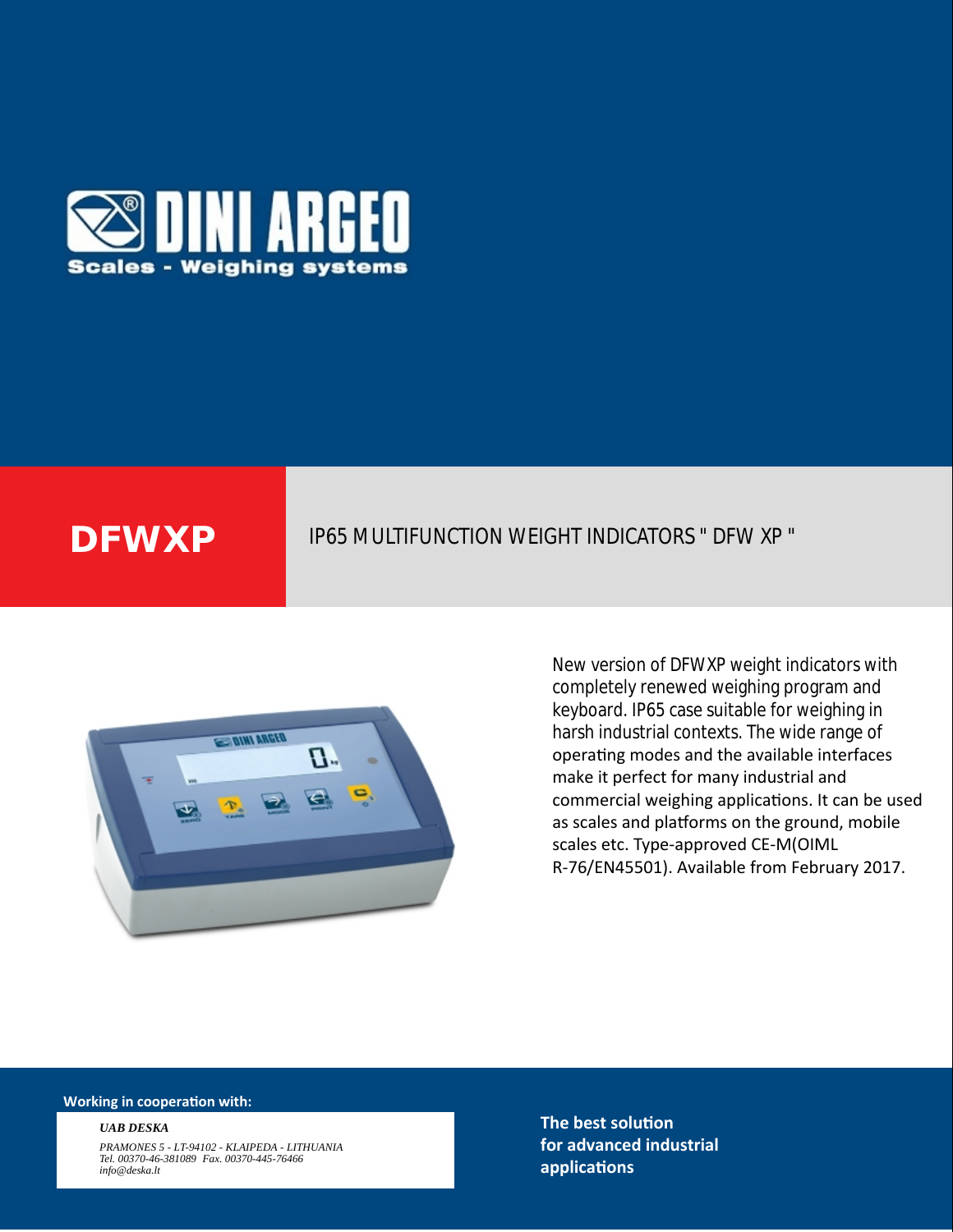DINI ARGEO

Scales - Weighing systems

# DFWXP

## IP65 MULTIFUNCTION WEIGHT INDICATORS " DFW XP "

New version of DFWXP weight indicators with completely renewed weighing program and keyboard. IP65 case suitable for weighing in harsh industrial contexts. The wide range of operating modes and the available interfaces make it perfect for many industrial and commercial weighing applications. It can be used as scales and platforms on the ground, mobile scales etc. Type-approved CE-M(OIML R-76/EN45501). Available from February 2017.

**Working in cooperation with:**

***UAB DESKA***

*PRAMONES 5 - LT-94102 - KLAIPEDA - LITHUANIA*
*Tel. 00370-46-381089  Fax. 00370-445-76466*
*info@deska.lt*

**The best solution for advanced industrial applications**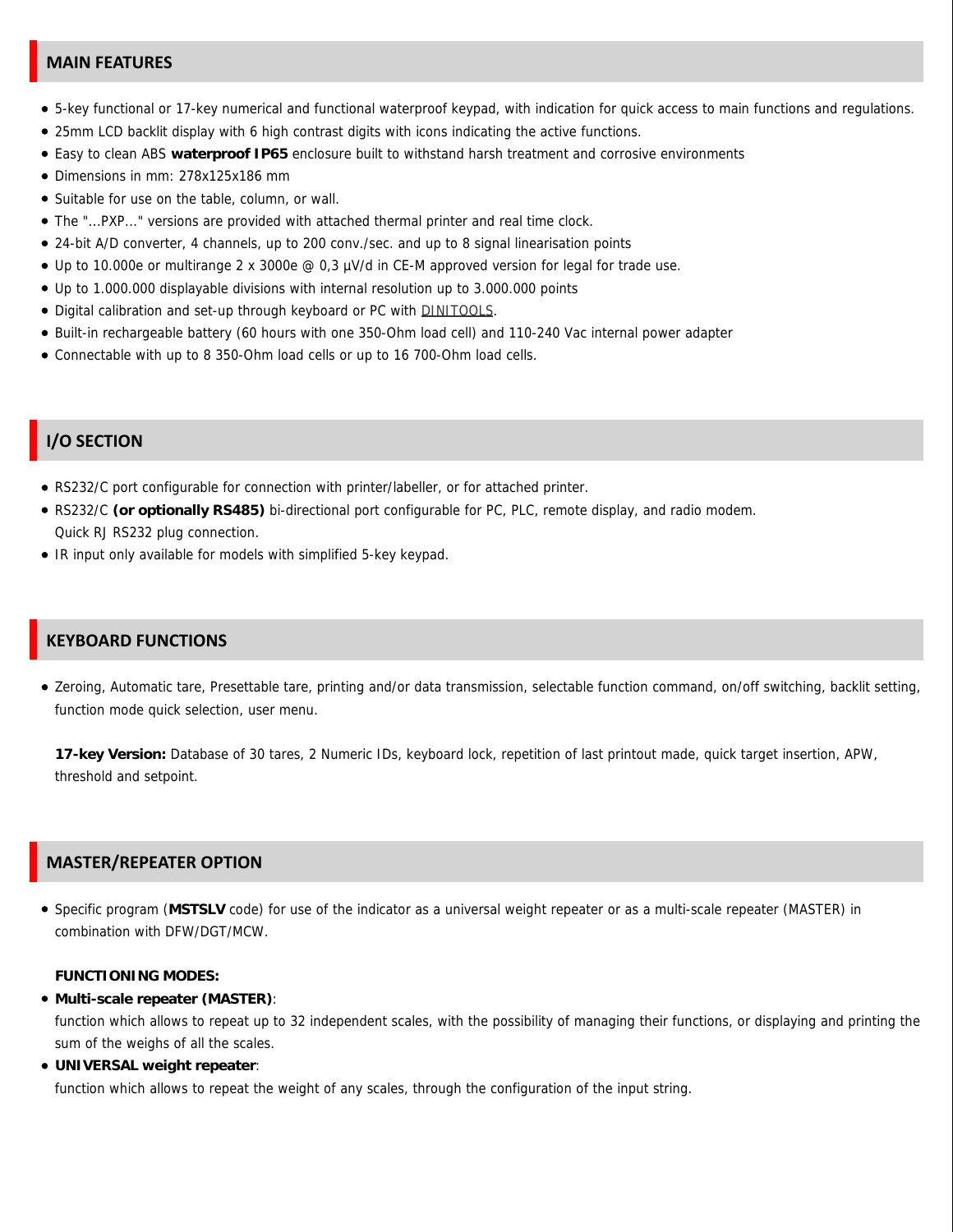## MAIN FEATURES

- 5-key functional or 17-key numerical and functional waterproof keypad, with indication for quick access to main functions and regulations.
- 25mm LCD backlit display with 6 high contrast digits with icons indicating the active functions.
- Easy to clean ABS **waterproof IP65** enclosure built to withstand harsh treatment and corrosive environments
- Dimensions in mm: 278x125x186 mm
- Suitable for use on the table, column, or wall.
- The "...PXP..." versions are provided with attached thermal printer and real time clock.
- 24-bit A/D converter, 4 channels, up to 200 conv./sec. and up to 8 signal linearisation points
- Up to 10.000e or multirange 2 x 3000e @ 0,3 µV/d in CE-M approved version for legal for trade use.
- Up to 1.000.000 displayable divisions with internal resolution up to 3.000.000 points
- Digital calibration and set-up through keyboard or PC with DINITOOLS.
- Built-in rechargeable battery (60 hours with one 350-Ohm load cell) and 110-240 Vac internal power adapter
- Connectable with up to 8 350-Ohm load cells or up to 16 700-Ohm load cells.

## I/O SECTION

- RS232/C port configurable for connection with printer/labeller, or for attached printer.
- RS232/C **(or optionally RS485)** bi-directional port configurable for PC, PLC, remote display, and radio modem.
  Quick RJ RS232 plug connection.
- IR input only available for models with simplified 5-key keypad.

## KEYBOARD FUNCTIONS

- Zeroing, Automatic tare, Presettable tare, printing and/or data transmission, selectable function command, on/off switching, backlit setting, function mode quick selection, user menu.

  **17-key Version:** Database of 30 tares, 2 Numeric IDs, keyboard lock, repetition of last printout made, quick target insertion, APW, threshold and setpoint.

## MASTER/REPEATER OPTION

- Specific program (**MSTSLV** code) for use of the indicator as a universal weight repeater or as a multi-scale repeater (MASTER) in combination with DFW/DGT/MCW.

  **FUNCTIONING MODES:**

- **Multi-scale repeater (MASTER)**:
  function which allows to repeat up to 32 independent scales, with the possibility of managing their functions, or displaying and printing the sum of the weighs of all the scales.
- **UNIVERSAL weight repeater**:
  function which allows to repeat the weight of any scales, through the configuration of the input string.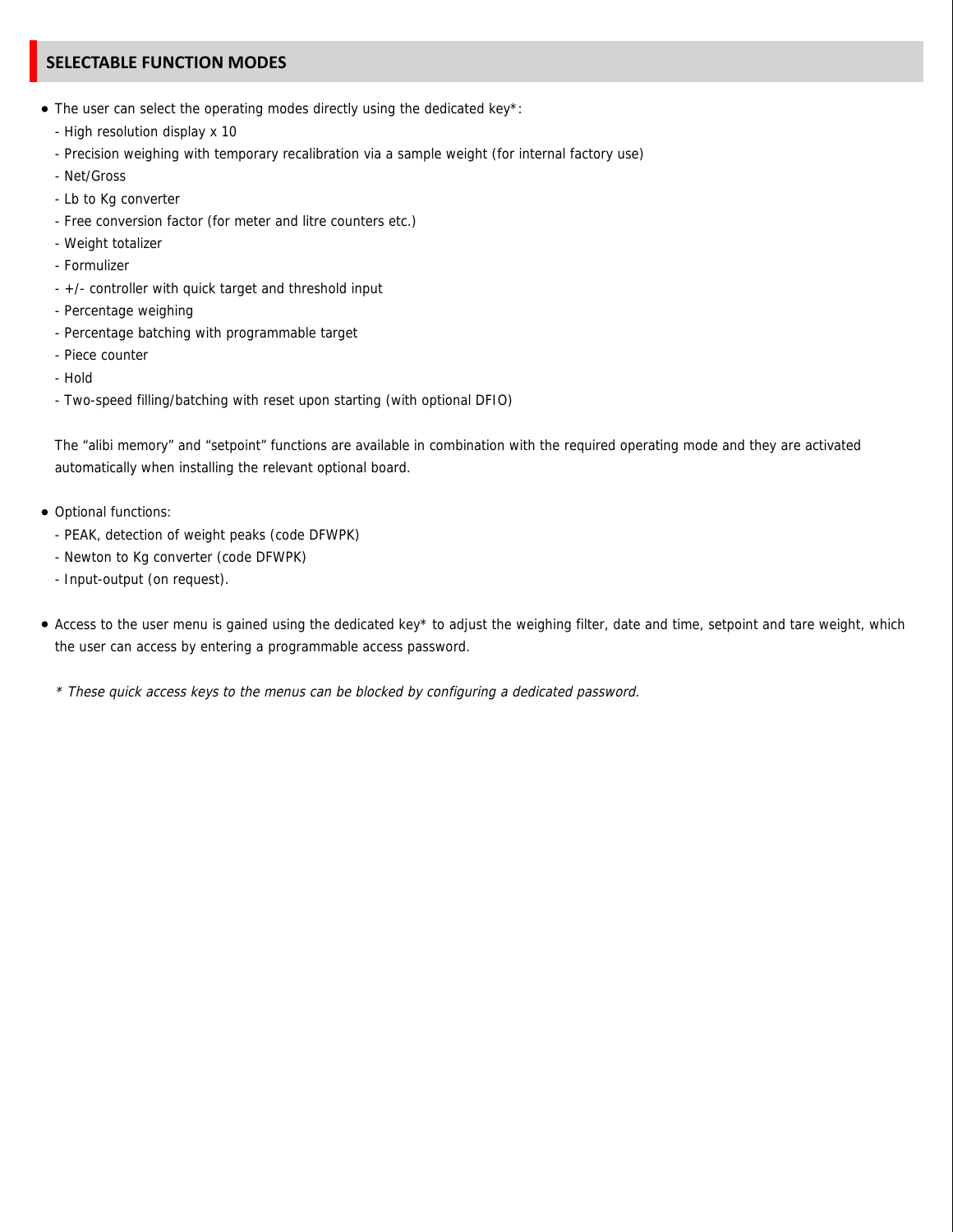## SELECTABLE FUNCTION MODES

- The user can select the operating modes directly using the dedicated key*:
  - High resolution display x 10
  - Precision weighing with temporary recalibration via a sample weight (for internal factory use)
  - Net/Gross
  - Lb to Kg converter
  - Free conversion factor (for meter and litre counters etc.)
  - Weight totalizer
  - Formulizer
  - +/- controller with quick target and threshold input
  - Percentage weighing
  - Percentage batching with programmable target
  - Piece counter
  - Hold
  - Two-speed filling/batching with reset upon starting (with optional DFIO)

  The “alibi memory” and “setpoint” functions are available in combination with the required operating mode and they are activated automatically when installing the relevant optional board.

- Optional functions:
  - PEAK, detection of weight peaks (code DFWPK)
  - Newton to Kg converter (code DFWPK)
  - Input-output (on request).

- Access to the user menu is gained using the dedicated key* to adjust the weighing filter, date and time, setpoint and tare weight, which the user can access by entering a programmable access password.

  *\* These quick access keys to the menus can be blocked by configuring a dedicated password.*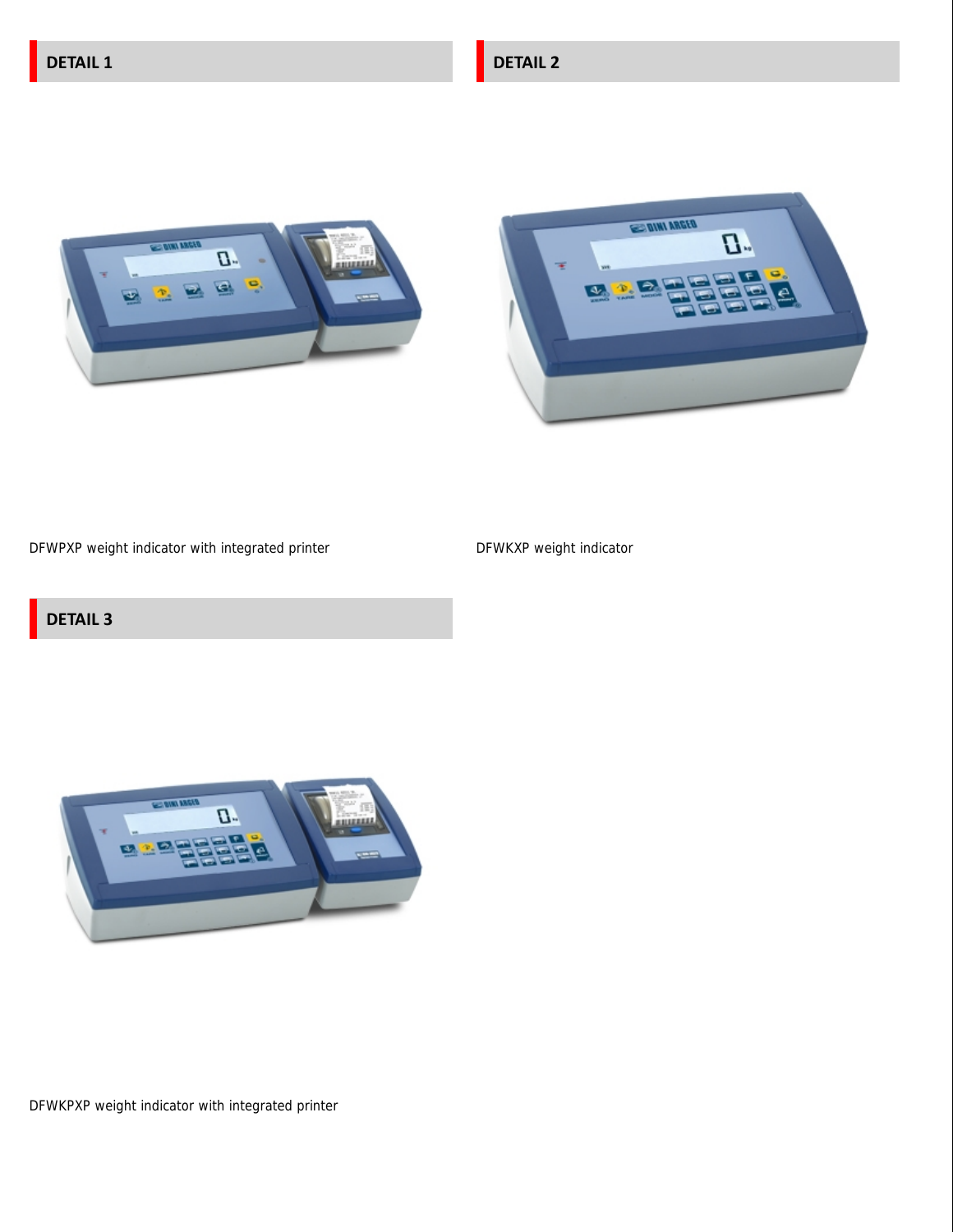## DETAIL 1

DFWPXP weight indicator with integrated printer

## DETAIL 2

DFWKXP weight indicator

## DETAIL 3

DFWKPXP weight indicator with integrated printer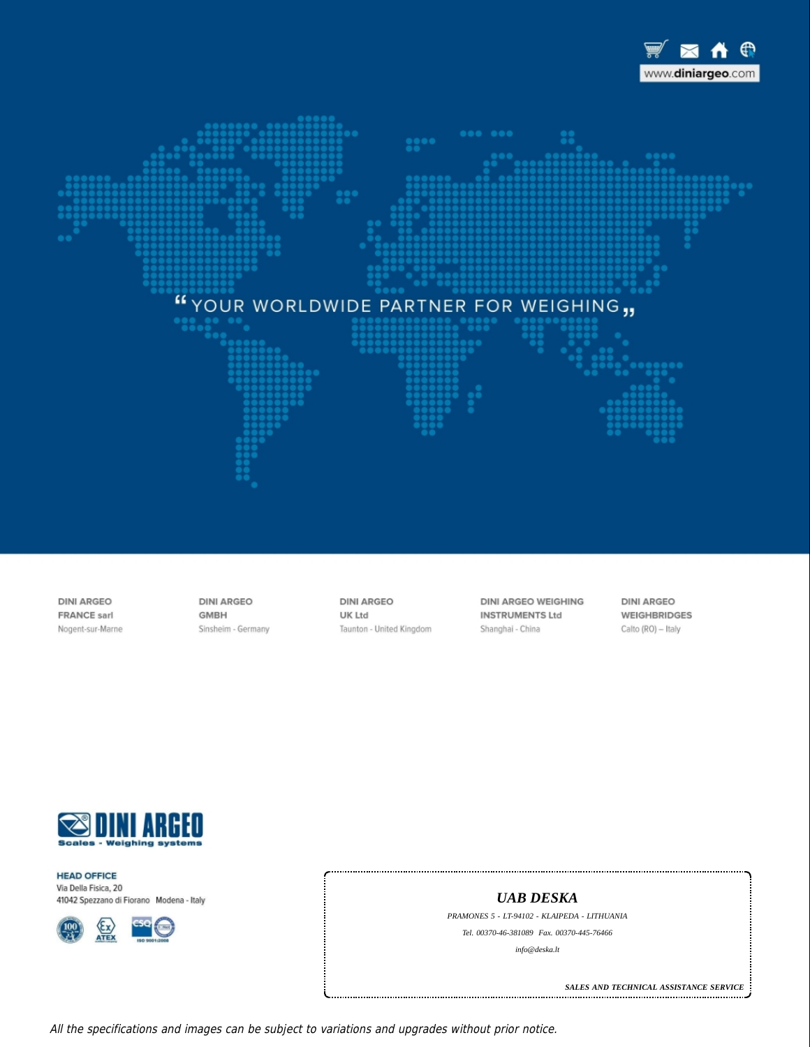www.diniargeo.com

“YOUR WORLDWIDE PARTNER FOR WEIGHING”

**DINI ARGEO FRANCE sarl**
Nogent-sur-Marne

**DINI ARGEO GMBH**
Sinsheim - Germany

**DINI ARGEO UK Ltd**
Taunton - United Kingdom

**DINI ARGEO WEIGHING INSTRUMENTS Ltd**
Shanghai - China

**DINI ARGEO WEIGHBRIDGES**
Calto (RO) – Italy

**DINI ARGEO**
Scales - Weighing systems

**HEAD OFFICE**
Via Della Fisica, 20
41042 Spezzano di Fiorano Modena - Italy

***UAB DESKA***

*PRAMONES 5 - LT-94102 - KLAIPEDA - LITHUANIA*

*Tel. 00370-46-381089 Fax. 00370-445-76466*

*info@deska.lt*

***SALES AND TECHNICAL ASSISTANCE SERVICE***

*All the specifications and images can be subject to variations and upgrades without prior notice.*